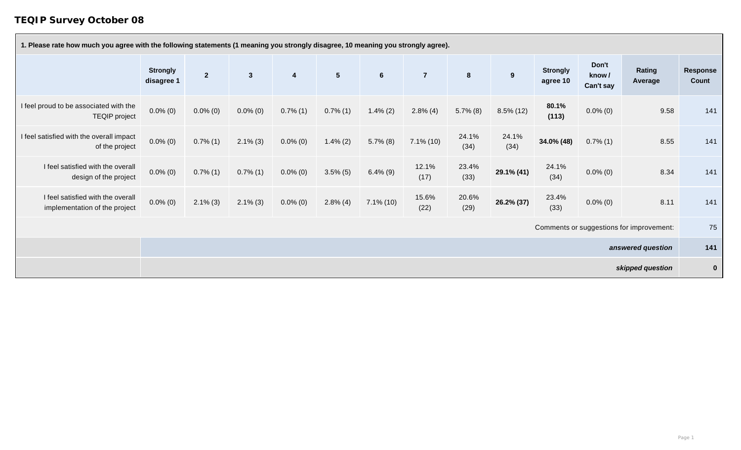# TEQIP Survey October 08

| 1. Please rate how much you agree with the following statements (1 meaning you strongly disagree, 10 meaning you strongly agree). | | | | | | | | | | | | | |
|---|---|---|---|---|---|---|---|---|---|---|---|---|---|
| | Strongly disagree 1 | 2 | 3 | 4 | 5 | 6 | 7 | 8 | 9 | Strongly agree 10 | Don't know / Can't say | Rating Average | Response Count |
| I feel proud to be associated with the TEQIP project | 0.0% (0) | 0.0% (0) | 0.0% (0) | 0.7% (1) | 0.7% (1) | 1.4% (2) | 2.8% (4) | 5.7% (8) | 8.5% (12) | **80.1% (113)** | 0.0% (0) | 9.58 | 141 |
| I feel satisfied with the overall impact of the project | 0.0% (0) | 0.7% (1) | 2.1% (3) | 0.0% (0) | 1.4% (2) | 5.7% (8) | 7.1% (10) | 24.1% (34) | 24.1% (34) | **34.0% (48)** | 0.7% (1) | 8.55 | 141 |
| I feel satisfied with the overall design of the project | 0.0% (0) | 0.7% (1) | 0.7% (1) | 0.0% (0) | 3.5% (5) | 6.4% (9) | 12.1% (17) | 23.4% (33) | **29.1% (41)** | 24.1% (34) | 0.0% (0) | 8.34 | 141 |
| I feel satisfied with the overall implementation of the project | 0.0% (0) | 2.1% (3) | 2.1% (3) | 0.0% (0) | 2.8% (4) | 7.1% (10) | 15.6% (22) | 20.6% (29) | **26.2% (37)** | 23.4% (33) | 0.0% (0) | 8.11 | 141 |
| Comments or suggestions for improvement: | | | | | | | | | | | | | 75 |
| | | | | | | | | | | | | ***answered question*** | **141** |
| | | | | | | | | | | | | ***skipped question*** | **0** |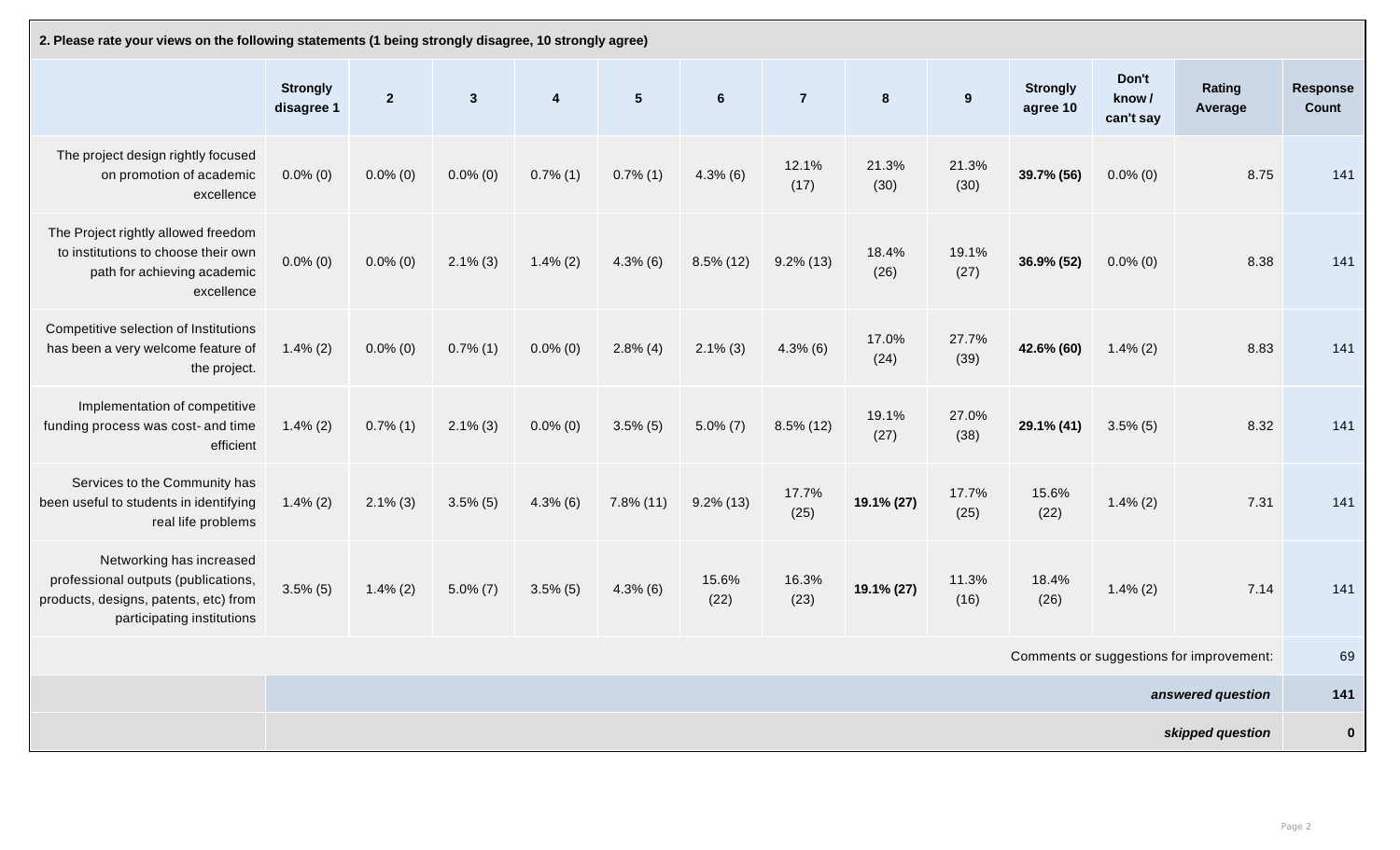**2. Please rate your views on the following statements (1 being strongly disagree, 10 strongly agree)**

| | Strongly disagree 1 | 2 | 3 | 4 | 5 | 6 | 7 | 8 | 9 | Strongly agree 10 | Don't know / can't say | Rating Average | Response Count |
|---|---|---|---|---|---|---|---|---|---|---|---|---|---|
| The project design rightly focused on promotion of academic excellence | 0.0% (0) | 0.0% (0) | 0.0% (0) | 0.7% (1) | 0.7% (1) | 4.3% (6) | 12.1% (17) | 21.3% (30) | 21.3% (30) | **39.7% (56)** | 0.0% (0) | 8.75 | 141 |
| The Project rightly allowed freedom to institutions to choose their own path for achieving academic excellence | 0.0% (0) | 0.0% (0) | 2.1% (3) | 1.4% (2) | 4.3% (6) | 8.5% (12) | 9.2% (13) | 18.4% (26) | 19.1% (27) | **36.9% (52)** | 0.0% (0) | 8.38 | 141 |
| Competitive selection of Institutions has been a very welcome feature of the project. | 1.4% (2) | 0.0% (0) | 0.7% (1) | 0.0% (0) | 2.8% (4) | 2.1% (3) | 4.3% (6) | 17.0% (24) | 27.7% (39) | **42.6% (60)** | 1.4% (2) | 8.83 | 141 |
| Implementation of competitive funding process was cost- and time efficient | 1.4% (2) | 0.7% (1) | 2.1% (3) | 0.0% (0) | 3.5% (5) | 5.0% (7) | 8.5% (12) | 19.1% (27) | 27.0% (38) | **29.1% (41)** | 3.5% (5) | 8.32 | 141 |
| Services to the Community has been useful to students in identifying real life problems | 1.4% (2) | 2.1% (3) | 3.5% (5) | 4.3% (6) | 7.8% (11) | 9.2% (13) | 17.7% (25) | **19.1% (27)** | 17.7% (25) | 15.6% (22) | 1.4% (2) | 7.31 | 141 |
| Networking has increased professional outputs (publications, products, designs, patents, etc) from participating institutions | 3.5% (5) | 1.4% (2) | 5.0% (7) | 3.5% (5) | 4.3% (6) | 15.6% (22) | 16.3% (23) | **19.1% (27)** | 11.3% (16) | 18.4% (26) | 1.4% (2) | 7.14 | 141 |
| Comments or suggestions for improvement: | | | | | | | | | | | | | 69 |
| | | | | | | | | | | | | *answered question* | **141** |
| | | | | | | | | | | | | *skipped question* | **0** |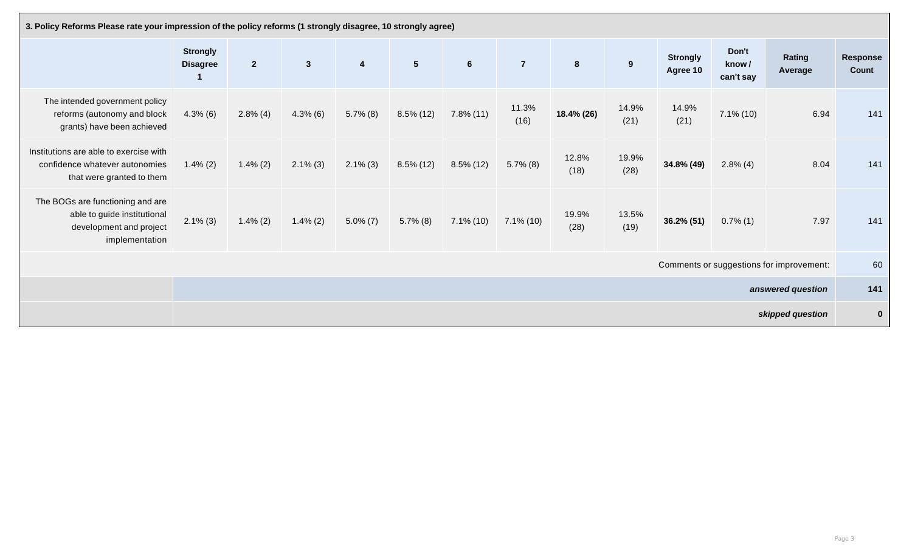| 3. Policy Reforms Please rate your impression of the policy reforms (1 strongly disagree, 10 strongly agree) | | | | | | | | | | | | | |
|---|---|---|---|---|---|---|---|---|---|---|---|---|---|
| | Strongly Disagree 1 | 2 | 3 | 4 | 5 | 6 | 7 | 8 | 9 | Strongly Agree 10 | Don't know / can't say | Rating Average | Response Count |
| The intended government policy reforms (autonomy and block grants) have been achieved | 4.3% (6) | 2.8% (4) | 4.3% (6) | 5.7% (8) | 8.5% (12) | 7.8% (11) | 11.3% (16) | **18.4% (26)** | 14.9% (21) | 14.9% (21) | 7.1% (10) | 6.94 | 141 |
| Institutions are able to exercise with confidence whatever autonomies that were granted to them | 1.4% (2) | 1.4% (2) | 2.1% (3) | 2.1% (3) | 8.5% (12) | 8.5% (12) | 5.7% (8) | 12.8% (18) | 19.9% (28) | **34.8% (49)** | 2.8% (4) | 8.04 | 141 |
| The BOGs are functioning and are able to guide institutional development and project implementation | 2.1% (3) | 1.4% (2) | 1.4% (2) | 5.0% (7) | 5.7% (8) | 7.1% (10) | 7.1% (10) | 19.9% (28) | 13.5% (19) | **36.2% (51)** | 0.7% (1) | 7.97 | 141 |
| Comments or suggestions for improvement: | | | | | | | | | | | | | 60 |
| | | | | | | | | | | | | ***answered question*** | **141** |
| | | | | | | | | | | | | ***skipped question*** | **0** |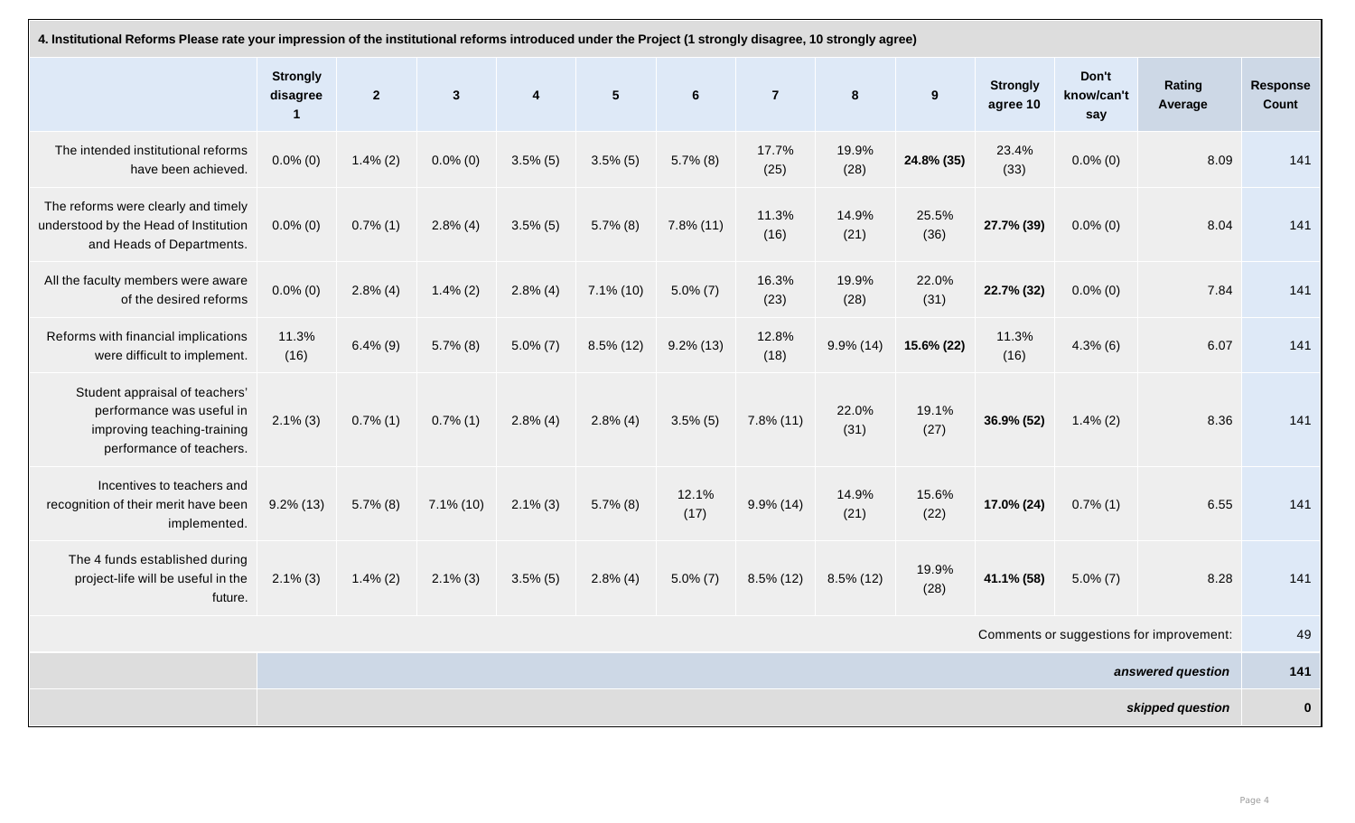| 4. Institutional Reforms Please rate your impression of the institutional reforms introduced under the Project (1 strongly disagree, 10 strongly agree) | | | | | | | | | | | | | |
|---|---|---|---|---|---|---|---|---|---|---|---|---|---|
| | Strongly disagree 1 | 2 | 3 | 4 | 5 | 6 | 7 | 8 | 9 | Strongly agree 10 | Don't know/can't say | Rating Average | Response Count |
| The intended institutional reforms have been achieved. | 0.0% (0) | 1.4% (2) | 0.0% (0) | 3.5% (5) | 3.5% (5) | 5.7% (8) | 17.7% (25) | 19.9% (28) | **24.8% (35)** | 23.4% (33) | 0.0% (0) | 8.09 | 141 |
| The reforms were clearly and timely understood by the Head of Institution and Heads of Departments. | 0.0% (0) | 0.7% (1) | 2.8% (4) | 3.5% (5) | 5.7% (8) | 7.8% (11) | 11.3% (16) | 14.9% (21) | 25.5% (36) | **27.7% (39)** | 0.0% (0) | 8.04 | 141 |
| All the faculty members were aware of the desired reforms | 0.0% (0) | 2.8% (4) | 1.4% (2) | 2.8% (4) | 7.1% (10) | 5.0% (7) | 16.3% (23) | 19.9% (28) | 22.0% (31) | **22.7% (32)** | 0.0% (0) | 7.84 | 141 |
| Reforms with financial implications were difficult to implement. | 11.3% (16) | 6.4% (9) | 5.7% (8) | 5.0% (7) | 8.5% (12) | 9.2% (13) | 12.8% (18) | 9.9% (14) | **15.6% (22)** | 11.3% (16) | 4.3% (6) | 6.07 | 141 |
| Student appraisal of teachers' performance was useful in improving teaching-training performance of teachers. | 2.1% (3) | 0.7% (1) | 0.7% (1) | 2.8% (4) | 2.8% (4) | 3.5% (5) | 7.8% (11) | 22.0% (31) | 19.1% (27) | **36.9% (52)** | 1.4% (2) | 8.36 | 141 |
| Incentives to teachers and recognition of their merit have been implemented. | 9.2% (13) | 5.7% (8) | 7.1% (10) | 2.1% (3) | 5.7% (8) | 12.1% (17) | 9.9% (14) | 14.9% (21) | 15.6% (22) | **17.0% (24)** | 0.7% (1) | 6.55 | 141 |
| The 4 funds established during project-life will be useful in the future. | 2.1% (3) | 1.4% (2) | 2.1% (3) | 3.5% (5) | 2.8% (4) | 5.0% (7) | 8.5% (12) | 8.5% (12) | 19.9% (28) | **41.1% (58)** | 5.0% (7) | 8.28 | 141 |
| Comments or suggestions for improvement: | | | | | | | | | | | | | 49 |
| | | | | | | | | | | | | *answered question* | **141** |
| | | | | | | | | | | | | *skipped question* | **0** |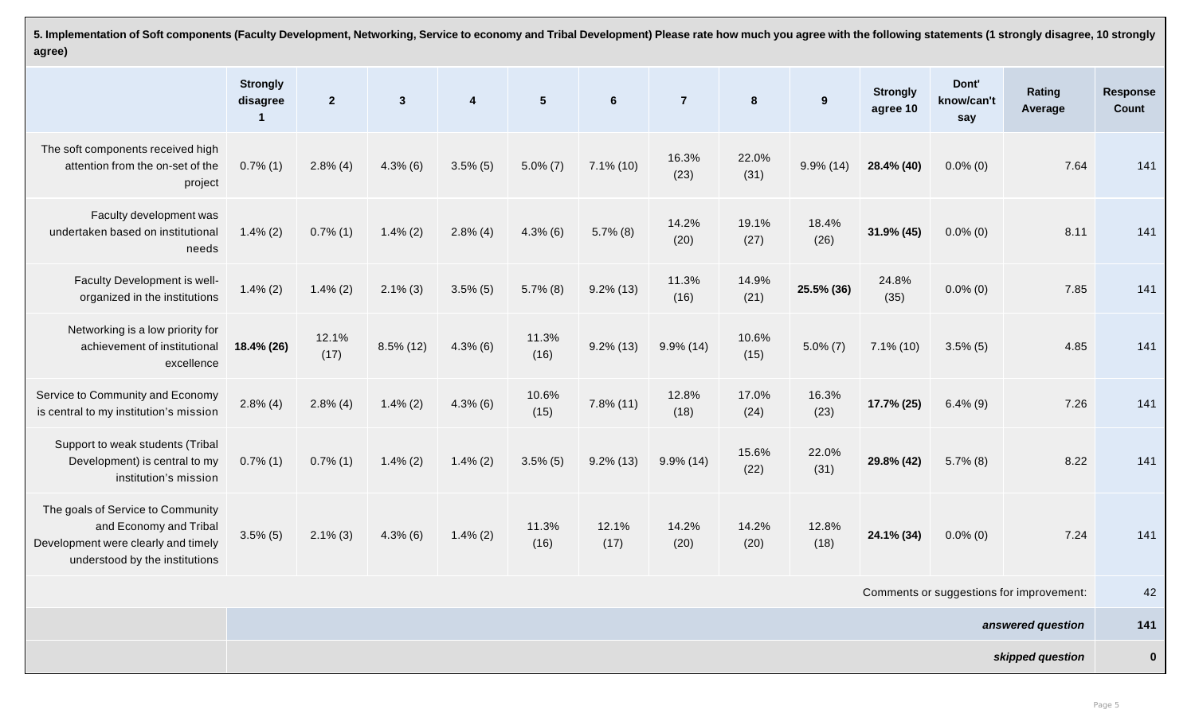**5. Implementation of Soft components (Faculty Development, Networking, Service to economy and Tribal Development) Please rate how much you agree with the following statements (1 strongly disagree, 10 strongly agree)**

| | Strongly disagree 1 | 2 | 3 | 4 | 5 | 6 | 7 | 8 | 9 | Strongly agree 10 | Dont' know/can't say | Rating Average | Response Count |
|---|---|---|---|---|---|---|---|---|---|---|---|---|---|
| The soft components received high attention from the on-set of the project | 0.7% (1) | 2.8% (4) | 4.3% (6) | 3.5% (5) | 5.0% (7) | 7.1% (10) | 16.3% (23) | 22.0% (31) | 9.9% (14) | **28.4% (40)** | 0.0% (0) | 7.64 | 141 |
| Faculty development was undertaken based on institutional needs | 1.4% (2) | 0.7% (1) | 1.4% (2) | 2.8% (4) | 4.3% (6) | 5.7% (8) | 14.2% (20) | 19.1% (27) | 18.4% (26) | **31.9% (45)** | 0.0% (0) | 8.11 | 141 |
| Faculty Development is well-organized in the institutions | 1.4% (2) | 1.4% (2) | 2.1% (3) | 3.5% (5) | 5.7% (8) | 9.2% (13) | 11.3% (16) | 14.9% (21) | **25.5% (36)** | 24.8% (35) | 0.0% (0) | 7.85 | 141 |
| Networking is a low priority for achievement of institutional excellence | **18.4% (26)** | 12.1% (17) | 8.5% (12) | 4.3% (6) | 11.3% (16) | 9.2% (13) | 9.9% (14) | 10.6% (15) | 5.0% (7) | 7.1% (10) | 3.5% (5) | 4.85 | 141 |
| Service to Community and Economy is central to my institution's mission | 2.8% (4) | 2.8% (4) | 1.4% (2) | 4.3% (6) | 10.6% (15) | 7.8% (11) | 12.8% (18) | 17.0% (24) | 16.3% (23) | **17.7% (25)** | 6.4% (9) | 7.26 | 141 |
| Support to weak students (Tribal Development) is central to my institution's mission | 0.7% (1) | 0.7% (1) | 1.4% (2) | 1.4% (2) | 3.5% (5) | 9.2% (13) | 9.9% (14) | 15.6% (22) | 22.0% (31) | **29.8% (42)** | 5.7% (8) | 8.22 | 141 |
| The goals of Service to Community and Economy and Tribal Development were clearly and timely understood by the institutions | 3.5% (5) | 2.1% (3) | 4.3% (6) | 1.4% (2) | 11.3% (16) | 12.1% (17) | 14.2% (20) | 14.2% (20) | 12.8% (18) | **24.1% (34)** | 0.0% (0) | 7.24 | 141 |
| | | | | | | | | | | | | Comments or suggestions for improvement: | 42 |
| | | | | | | | | | | | | *answered question* | 141 |
| | | | | | | | | | | | | *skipped question* | 0 |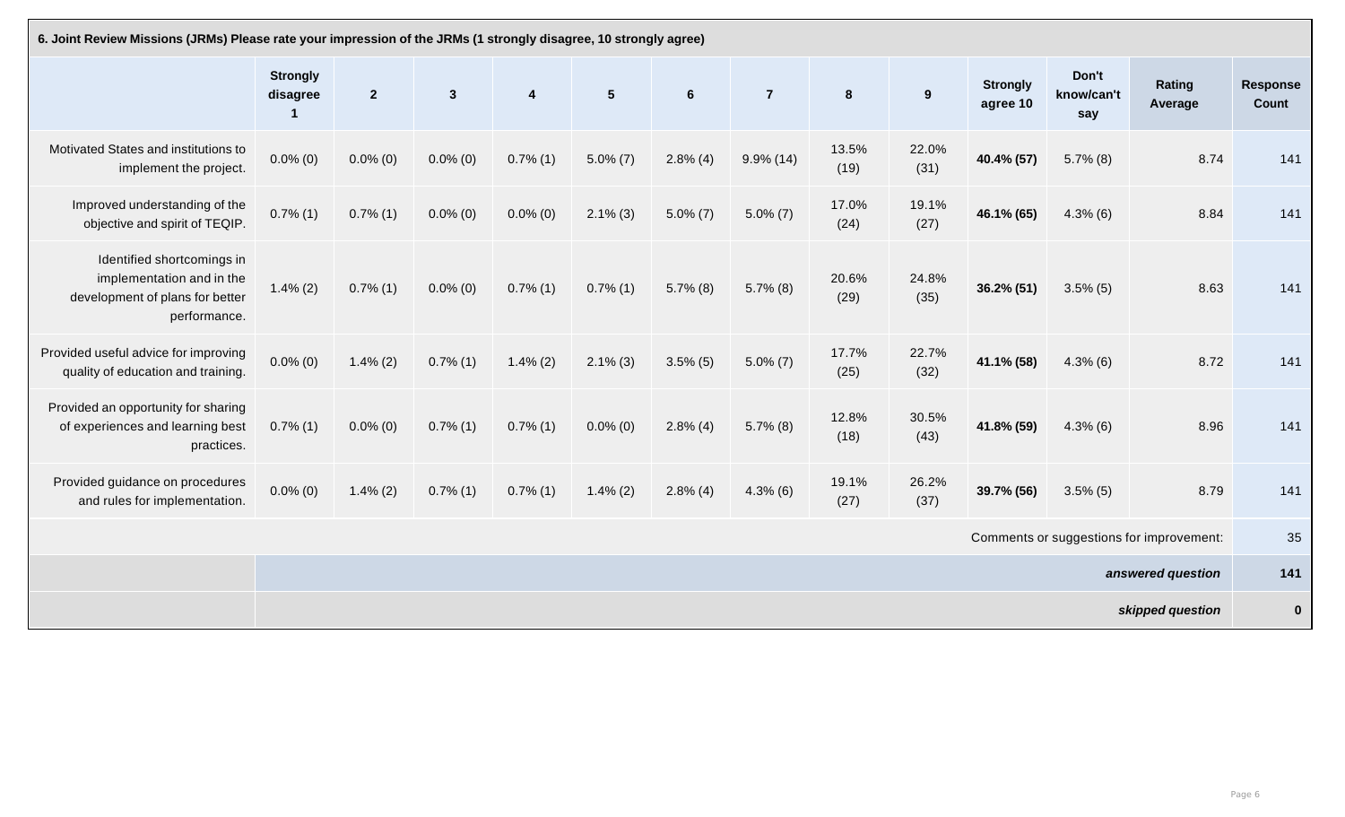| 6. Joint Review Missions (JRMs) Please rate your impression of the JRMs (1 strongly disagree, 10 strongly agree) | | | | | | | | | | | | | |
|---|---|---|---|---|---|---|---|---|---|---|---|---|---|
| | Strongly disagree 1 | 2 | 3 | 4 | 5 | 6 | 7 | 8 | 9 | Strongly agree 10 | Don't know/can't say | Rating Average | Response Count |
| Motivated States and institutions to implement the project. | 0.0% (0) | 0.0% (0) | 0.0% (0) | 0.7% (1) | 5.0% (7) | 2.8% (4) | 9.9% (14) | 13.5% (19) | 22.0% (31) | **40.4% (57)** | 5.7% (8) | 8.74 | 141 |
| Improved understanding of the objective and spirit of TEQIP. | 0.7% (1) | 0.7% (1) | 0.0% (0) | 0.0% (0) | 2.1% (3) | 5.0% (7) | 5.0% (7) | 17.0% (24) | 19.1% (27) | **46.1% (65)** | 4.3% (6) | 8.84 | 141 |
| Identified shortcomings in implementation and in the development of plans for better performance. | 1.4% (2) | 0.7% (1) | 0.0% (0) | 0.7% (1) | 0.7% (1) | 5.7% (8) | 5.7% (8) | 20.6% (29) | 24.8% (35) | **36.2% (51)** | 3.5% (5) | 8.63 | 141 |
| Provided useful advice for improving quality of education and training. | 0.0% (0) | 1.4% (2) | 0.7% (1) | 1.4% (2) | 2.1% (3) | 3.5% (5) | 5.0% (7) | 17.7% (25) | 22.7% (32) | **41.1% (58)** | 4.3% (6) | 8.72 | 141 |
| Provided an opportunity for sharing of experiences and learning best practices. | 0.7% (1) | 0.0% (0) | 0.7% (1) | 0.7% (1) | 0.0% (0) | 2.8% (4) | 5.7% (8) | 12.8% (18) | 30.5% (43) | **41.8% (59)** | 4.3% (6) | 8.96 | 141 |
| Provided guidance on procedures and rules for implementation. | 0.0% (0) | 1.4% (2) | 0.7% (1) | 0.7% (1) | 1.4% (2) | 2.8% (4) | 4.3% (6) | 19.1% (27) | 26.2% (37) | **39.7% (56)** | 3.5% (5) | 8.79 | 141 |
| Comments or suggestions for improvement: | | | | | | | | | | | | | 35 |
| | | | | | | | | | | | | ***answered question*** | **141** |
| | | | | | | | | | | | | ***skipped question*** | **0** |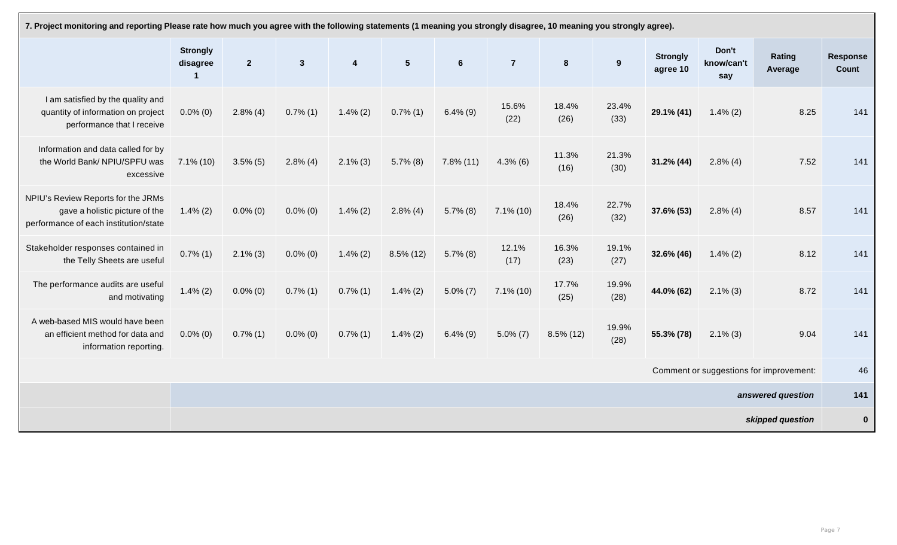**7. Project monitoring and reporting Please rate how much you agree with the following statements (1 meaning you strongly disagree, 10 meaning you strongly agree).**

| | Strongly disagree 1 | 2 | 3 | 4 | 5 | 6 | 7 | 8 | 9 | Strongly agree 10 | Don't know/can't say | Rating Average | Response Count |
|---|---|---|---|---|---|---|---|---|---|---|---|---|---|
| I am satisfied by the quality and quantity of information on project performance that I receive | 0.0% (0) | 2.8% (4) | 0.7% (1) | 1.4% (2) | 0.7% (1) | 6.4% (9) | 15.6% (22) | 18.4% (26) | 23.4% (33) | **29.1% (41)** | 1.4% (2) | 8.25 | 141 |
| Information and data called for by the World Bank/ NPIU/SPFU was excessive | 7.1% (10) | 3.5% (5) | 2.8% (4) | 2.1% (3) | 5.7% (8) | 7.8% (11) | 4.3% (6) | 11.3% (16) | 21.3% (30) | **31.2% (44)** | 2.8% (4) | 7.52 | 141 |
| NPIU's Review Reports for the JRMs gave a holistic picture of the performance of each institution/state | 1.4% (2) | 0.0% (0) | 0.0% (0) | 1.4% (2) | 2.8% (4) | 5.7% (8) | 7.1% (10) | 18.4% (26) | 22.7% (32) | **37.6% (53)** | 2.8% (4) | 8.57 | 141 |
| Stakeholder responses contained in the Telly Sheets are useful | 0.7% (1) | 2.1% (3) | 0.0% (0) | 1.4% (2) | 8.5% (12) | 5.7% (8) | 12.1% (17) | 16.3% (23) | 19.1% (27) | **32.6% (46)** | 1.4% (2) | 8.12 | 141 |
| The performance audits are useful and motivating | 1.4% (2) | 0.0% (0) | 0.7% (1) | 0.7% (1) | 1.4% (2) | 5.0% (7) | 7.1% (10) | 17.7% (25) | 19.9% (28) | **44.0% (62)** | 2.1% (3) | 8.72 | 141 |
| A web-based MIS would have been an efficient method for data and information reporting. | 0.0% (0) | 0.7% (1) | 0.0% (0) | 0.7% (1) | 1.4% (2) | 6.4% (9) | 5.0% (7) | 8.5% (12) | 19.9% (28) | **55.3% (78)** | 2.1% (3) | 9.04 | 141 |
| | | | | | | | | | | | | Comment or suggestions for improvement: | 46 |
| | | | | | | | | | | | | ***answered question*** | **141** |
| | | | | | | | | | | | | ***skipped question*** | **0** |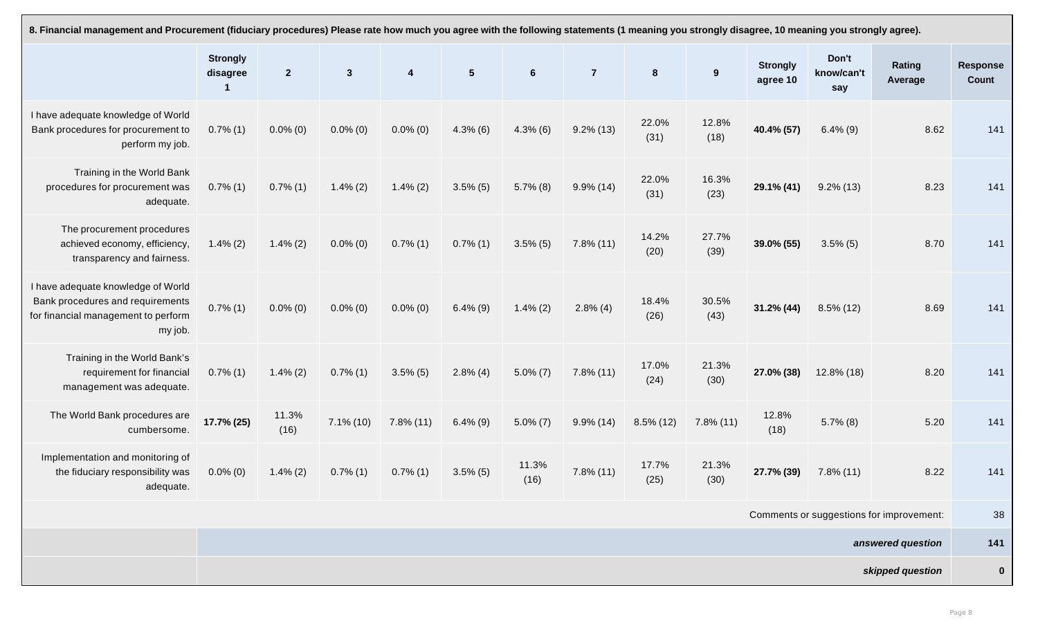**8. Financial management and Procurement (fiduciary procedures) Please rate how much you agree with the following statements (1 meaning you strongly disagree, 10 meaning you strongly agree).**

| | Strongly disagree 1 | 2 | 3 | 4 | 5 | 6 | 7 | 8 | 9 | Strongly agree 10 | Don't know/can't say | Rating Average | Response Count |
|---|---|---|---|---|---|---|---|---|---|---|---|---|---|
| I have adequate knowledge of World Bank procedures for procurement to perform my job. | 0.7% (1) | 0.0% (0) | 0.0% (0) | 0.0% (0) | 4.3% (6) | 4.3% (6) | 9.2% (13) | 22.0% (31) | 12.8% (18) | **40.4% (57)** | 6.4% (9) | 8.62 | 141 |
| Training in the World Bank procedures for procurement was adequate. | 0.7% (1) | 0.7% (1) | 1.4% (2) | 1.4% (2) | 3.5% (5) | 5.7% (8) | 9.9% (14) | 22.0% (31) | 16.3% (23) | **29.1% (41)** | 9.2% (13) | 8.23 | 141 |
| The procurement procedures achieved economy, efficiency, transparency and fairness. | 1.4% (2) | 1.4% (2) | 0.0% (0) | 0.7% (1) | 0.7% (1) | 3.5% (5) | 7.8% (11) | 14.2% (20) | 27.7% (39) | **39.0% (55)** | 3.5% (5) | 8.70 | 141 |
| I have adequate knowledge of World Bank procedures and requirements for financial management to perform my job. | 0.7% (1) | 0.0% (0) | 0.0% (0) | 0.0% (0) | 6.4% (9) | 1.4% (2) | 2.8% (4) | 18.4% (26) | 30.5% (43) | **31.2% (44)** | 8.5% (12) | 8.69 | 141 |
| Training in the World Bank's requirement for financial management was adequate. | 0.7% (1) | 1.4% (2) | 0.7% (1) | 3.5% (5) | 2.8% (4) | 5.0% (7) | 7.8% (11) | 17.0% (24) | 21.3% (30) | **27.0% (38)** | 12.8% (18) | 8.20 | 141 |
| The World Bank procedures are cumbersome. | **17.7% (25)** | 11.3% (16) | 7.1% (10) | 7.8% (11) | 6.4% (9) | 5.0% (7) | 9.9% (14) | 8.5% (12) | 7.8% (11) | 12.8% (18) | 5.7% (8) | 5.20 | 141 |
| Implementation and monitoring of the fiduciary responsibility was adequate. | 0.0% (0) | 1.4% (2) | 0.7% (1) | 0.7% (1) | 3.5% (5) | 11.3% (16) | 7.8% (11) | 17.7% (25) | 21.3% (30) | **27.7% (39)** | 7.8% (11) | 8.22 | 141 |
| | | | | | | | | | | | | Comments or suggestions for improvement: | 38 |
| | | | | | | | | | | | | ***answered question*** | **141** |
| | | | | | | | | | | | | ***skipped question*** | **0** |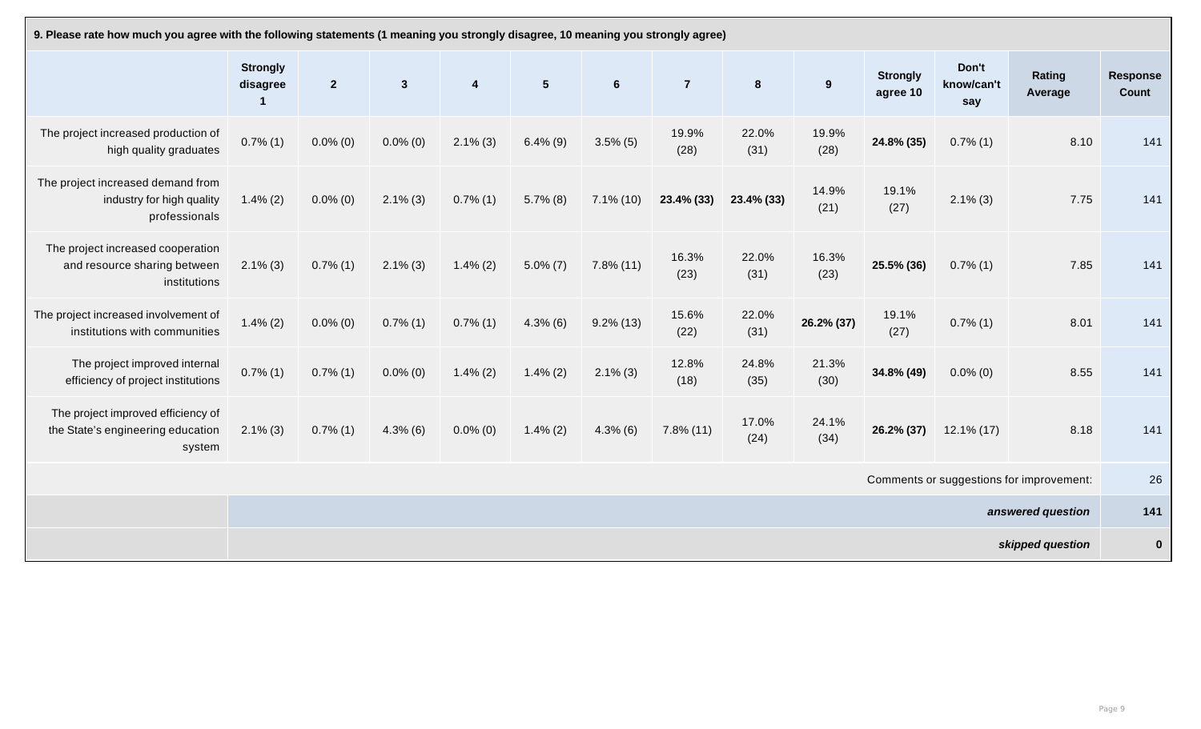| 9. Please rate how much you agree with the following statements (1 meaning you strongly disagree, 10 meaning you strongly agree) | | | | | | | | | | | | | |
|---|---|---|---|---|---|---|---|---|---|---|---|---|---|
| | Strongly disagree 1 | 2 | 3 | 4 | 5 | 6 | 7 | 8 | 9 | Strongly agree 10 | Don't know/can't say | Rating Average | Response Count |
| The project increased production of high quality graduates | 0.7% (1) | 0.0% (0) | 0.0% (0) | 2.1% (3) | 6.4% (9) | 3.5% (5) | 19.9% (28) | 22.0% (31) | 19.9% (28) | **24.8% (35)** | 0.7% (1) | 8.10 | 141 |
| The project increased demand from industry for high quality professionals | 1.4% (2) | 0.0% (0) | 2.1% (3) | 0.7% (1) | 5.7% (8) | 7.1% (10) | **23.4% (33)** | **23.4% (33)** | 14.9% (21) | 19.1% (27) | 2.1% (3) | 7.75 | 141 |
| The project increased cooperation and resource sharing between institutions | 2.1% (3) | 0.7% (1) | 2.1% (3) | 1.4% (2) | 5.0% (7) | 7.8% (11) | 16.3% (23) | 22.0% (31) | 16.3% (23) | **25.5% (36)** | 0.7% (1) | 7.85 | 141 |
| The project increased involvement of institutions with communities | 1.4% (2) | 0.0% (0) | 0.7% (1) | 0.7% (1) | 4.3% (6) | 9.2% (13) | 15.6% (22) | 22.0% (31) | **26.2% (37)** | 19.1% (27) | 0.7% (1) | 8.01 | 141 |
| The project improved internal efficiency of project institutions | 0.7% (1) | 0.7% (1) | 0.0% (0) | 1.4% (2) | 1.4% (2) | 2.1% (3) | 12.8% (18) | 24.8% (35) | 21.3% (30) | **34.8% (49)** | 0.0% (0) | 8.55 | 141 |
| The project improved efficiency of the State's engineering education system | 2.1% (3) | 0.7% (1) | 4.3% (6) | 0.0% (0) | 1.4% (2) | 4.3% (6) | 7.8% (11) | 17.0% (24) | 24.1% (34) | **26.2% (37)** | 12.1% (17) | 8.18 | 141 |
| Comments or suggestions for improvement: | | | | | | | | | | | | | 26 |
| | | | | | | | | | | | | *answered question* | 141 |
| | | | | | | | | | | | | *skipped question* | 0 |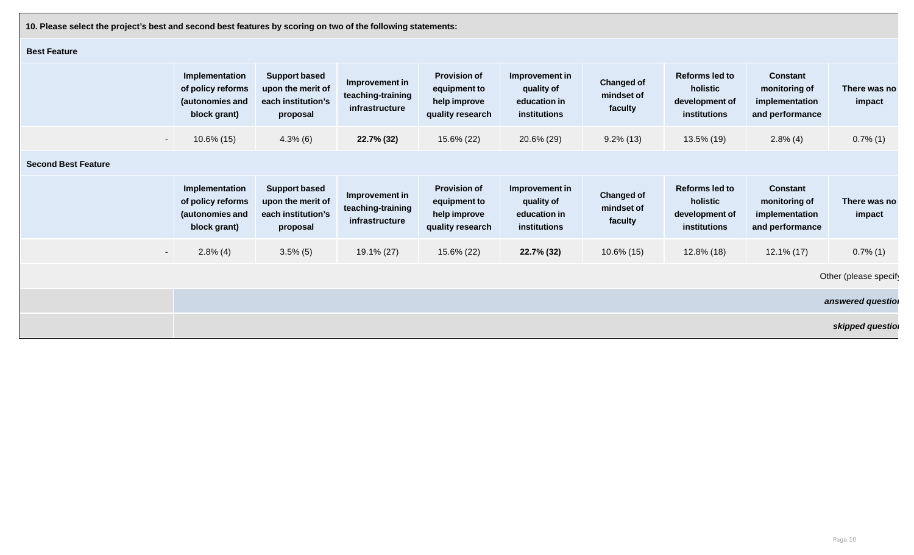**10. Please select the project's best and second best features by scoring on two of the following statements:**

**Best Feature**

| | Implementation of policy reforms (autonomies and block grant) | Support based upon the merit of each institution's proposal | Improvement in teaching-training infrastructure | Provision of equipment to help improve quality research | Improvement in quality of education in institutions | Changed of mindset of faculty | Reforms led to holistic development of institutions | Constant monitoring of implementation and performance | There was no impact |
|---|---|---|---|---|---|---|---|---|---|
| - | 10.6% (15) | 4.3% (6) | **22.7% (32)** | 15.6% (22) | 20.6% (29) | 9.2% (13) | 13.5% (19) | 2.8% (4) | 0.7% (1) |

**Second Best Feature**

| | Implementation of policy reforms (autonomies and block grant) | Support based upon the merit of each institution's proposal | Improvement in teaching-training infrastructure | Provision of equipment to help improve quality research | Improvement in quality of education in institutions | Changed of mindset of faculty | Reforms led to holistic development of institutions | Constant monitoring of implementation and performance | There was no impact |
|---|---|---|---|---|---|---|---|---|---|
| - | 2.8% (4) | 3.5% (5) | 19.1% (27) | 15.6% (22) | **22.7% (32)** | 10.6% (15) | 12.8% (18) | 12.1% (17) | 0.7% (1) |

Other (please specify

*answered question*

*skipped question*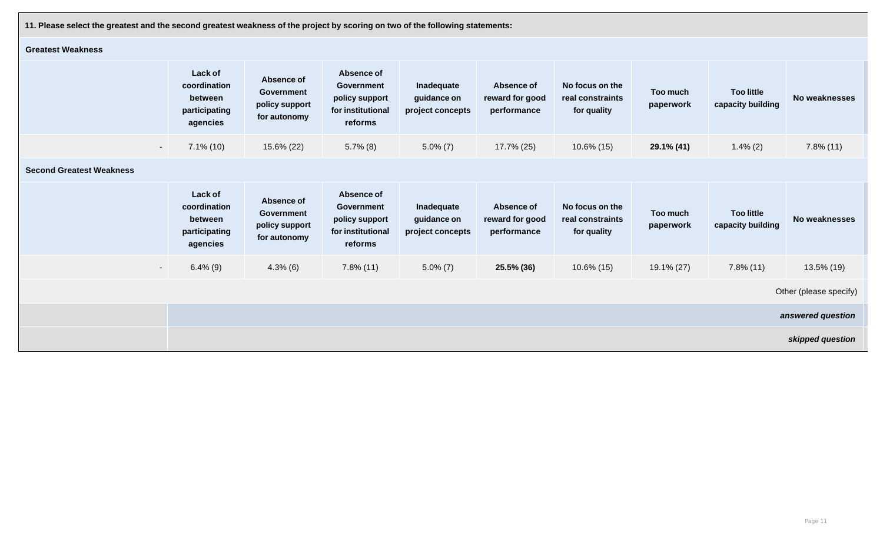**11. Please select the greatest and the second greatest weakness of the project by scoring on two of the following statements:**

**Greatest Weakness**

| | Lack of coordination between participating agencies | Absence of Government policy support for autonomy | Absence of Government policy support for institutional reforms | Inadequate guidance on project concepts | Absence of reward for good performance | No focus on the real constraints for quality | Too much paperwork | Too little capacity building | No weaknesses |
|---|---|---|---|---|---|---|---|---|---|
| - | 7.1% (10) | 15.6% (22) | 5.7% (8) | 5.0% (7) | 17.7% (25) | 10.6% (15) | **29.1% (41)** | 1.4% (2) | 7.8% (11) |

**Second Greatest Weakness**

| | Lack of coordination between participating agencies | Absence of Government policy support for autonomy | Absence of Government policy support for institutional reforms | Inadequate guidance on project concepts | Absence of reward for good performance | No focus on the real constraints for quality | Too much paperwork | Too little capacity building | No weaknesses |
|---|---|---|---|---|---|---|---|---|---|
| - | 6.4% (9) | 4.3% (6) | 7.8% (11) | 5.0% (7) | **25.5% (36)** | 10.6% (15) | 19.1% (27) | 7.8% (11) | 13.5% (19) |

Other (please specify)

***answered question***

***skipped question***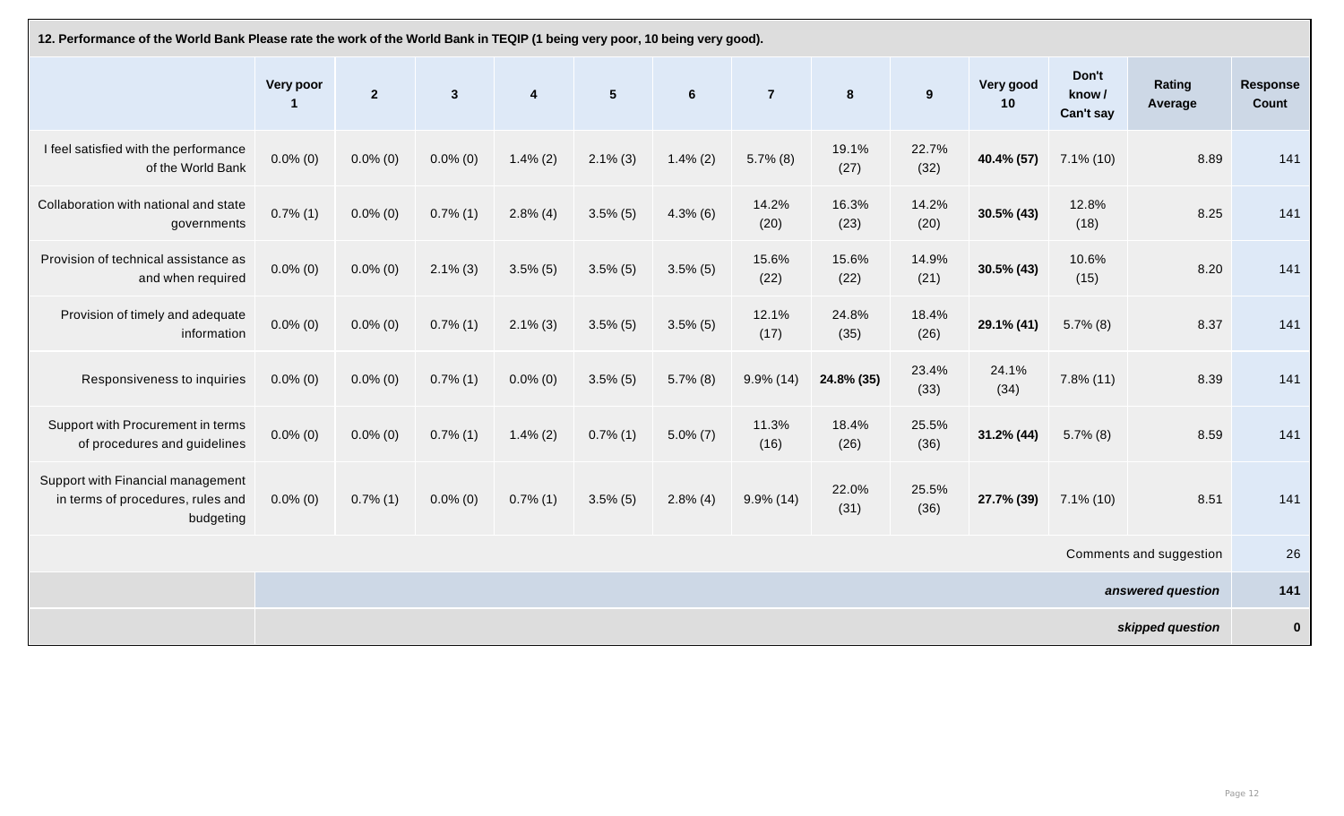**12. Performance of the World Bank Please rate the work of the World Bank in TEQIP (1 being very poor, 10 being very good).**

| | Very poor 1 | 2 | 3 | 4 | 5 | 6 | 7 | 8 | 9 | Very good 10 | Don't know / Can't say | Rating Average | Response Count |
|---|---|---|---|---|---|---|---|---|---|---|---|---|---|
| I feel satisfied with the performance of the World Bank | 0.0% (0) | 0.0% (0) | 0.0% (0) | 1.4% (2) | 2.1% (3) | 1.4% (2) | 5.7% (8) | 19.1% (27) | 22.7% (32) | **40.4% (57)** | 7.1% (10) | 8.89 | 141 |
| Collaboration with national and state governments | 0.7% (1) | 0.0% (0) | 0.7% (1) | 2.8% (4) | 3.5% (5) | 4.3% (6) | 14.2% (20) | 16.3% (23) | 14.2% (20) | **30.5% (43)** | 12.8% (18) | 8.25 | 141 |
| Provision of technical assistance as and when required | 0.0% (0) | 0.0% (0) | 2.1% (3) | 3.5% (5) | 3.5% (5) | 3.5% (5) | 15.6% (22) | 15.6% (22) | 14.9% (21) | **30.5% (43)** | 10.6% (15) | 8.20 | 141 |
| Provision of timely and adequate information | 0.0% (0) | 0.0% (0) | 0.7% (1) | 2.1% (3) | 3.5% (5) | 3.5% (5) | 12.1% (17) | 24.8% (35) | 18.4% (26) | **29.1% (41)** | 5.7% (8) | 8.37 | 141 |
| Responsiveness to inquiries | 0.0% (0) | 0.0% (0) | 0.7% (1) | 0.0% (0) | 3.5% (5) | 5.7% (8) | 9.9% (14) | **24.8% (35)** | 23.4% (33) | 24.1% (34) | 7.8% (11) | 8.39 | 141 |
| Support with Procurement in terms of procedures and guidelines | 0.0% (0) | 0.0% (0) | 0.7% (1) | 1.4% (2) | 0.7% (1) | 5.0% (7) | 11.3% (16) | 18.4% (26) | 25.5% (36) | **31.2% (44)** | 5.7% (8) | 8.59 | 141 |
| Support with Financial management in terms of procedures, rules and budgeting | 0.0% (0) | 0.7% (1) | 0.0% (0) | 0.7% (1) | 3.5% (5) | 2.8% (4) | 9.9% (14) | 22.0% (31) | 25.5% (36) | **27.7% (39)** | 7.1% (10) | 8.51 | 141 |
| | | | | | | | | | | | | Comments and suggestion | 26 |
| | | | | | | | | | | | | ***answered question*** | **141** |
| | | | | | | | | | | | | ***skipped question*** | **0** |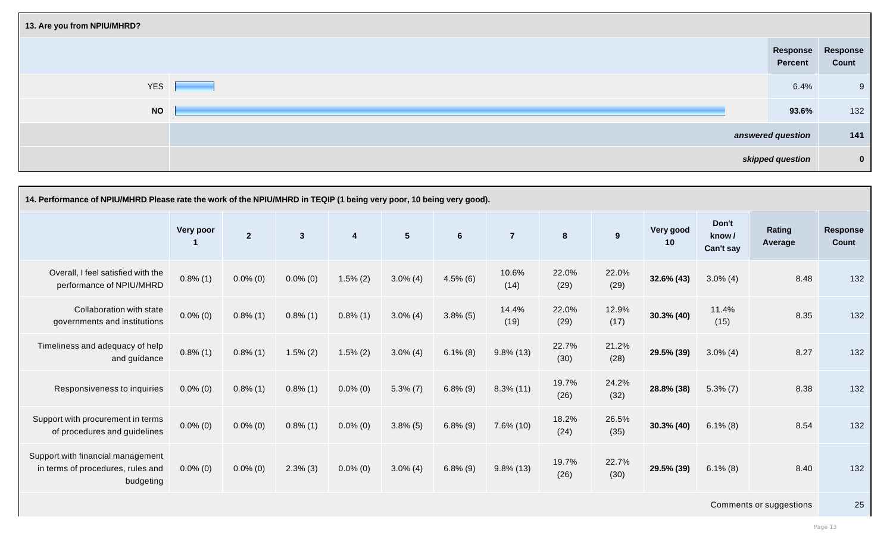## 13. Are you from NPIU/MHRD?

| | Response Percent | Response Count |
|---|---|---|
| YES | 6.4% | 9 |
| **NO** | **93.6%** | 132 |
| *answered question* | | **141** |
| *skipped question* | | **0** |

## 14. Performance of NPIU/MHRD Please rate the work of the NPIU/MHRD in TEQIP (1 being very poor, 10 being very good).

| | Very poor 1 | 2 | 3 | 4 | 5 | 6 | 7 | 8 | 9 | Very good 10 | Don't know / Can't say | Rating Average | Response Count |
|---|---|---|---|---|---|---|---|---|---|---|---|---|---|
| Overall, I feel satisfied with the performance of NPIU/MHRD | 0.8% (1) | 0.0% (0) | 0.0% (0) | 1.5% (2) | 3.0% (4) | 4.5% (6) | 10.6% (14) | 22.0% (29) | 22.0% (29) | **32.6% (43)** | 3.0% (4) | 8.48 | 132 |
| Collaboration with state governments and institutions | 0.0% (0) | 0.8% (1) | 0.8% (1) | 0.8% (1) | 3.0% (4) | 3.8% (5) | 14.4% (19) | 22.0% (29) | 12.9% (17) | **30.3% (40)** | 11.4% (15) | 8.35 | 132 |
| Timeliness and adequacy of help and guidance | 0.8% (1) | 0.8% (1) | 1.5% (2) | 1.5% (2) | 3.0% (4) | 6.1% (8) | 9.8% (13) | 22.7% (30) | 21.2% (28) | **29.5% (39)** | 3.0% (4) | 8.27 | 132 |
| Responsiveness to inquiries | 0.0% (0) | 0.8% (1) | 0.8% (1) | 0.0% (0) | 5.3% (7) | 6.8% (9) | 8.3% (11) | 19.7% (26) | 24.2% (32) | **28.8% (38)** | 5.3% (7) | 8.38 | 132 |
| Support with procurement in terms of procedures and guidelines | 0.0% (0) | 0.0% (0) | 0.8% (1) | 0.0% (0) | 3.8% (5) | 6.8% (9) | 7.6% (10) | 18.2% (24) | 26.5% (35) | **30.3% (40)** | 6.1% (8) | 8.54 | 132 |
| Support with financial management in terms of procedures, rules and budgeting | 0.0% (0) | 0.0% (0) | 2.3% (3) | 0.0% (0) | 3.0% (4) | 6.8% (9) | 9.8% (13) | 19.7% (26) | 22.7% (30) | **29.5% (39)** | 6.1% (8) | 8.40 | 132 |
| Comments or suggestions | | | | | | | | | | | | | 25 |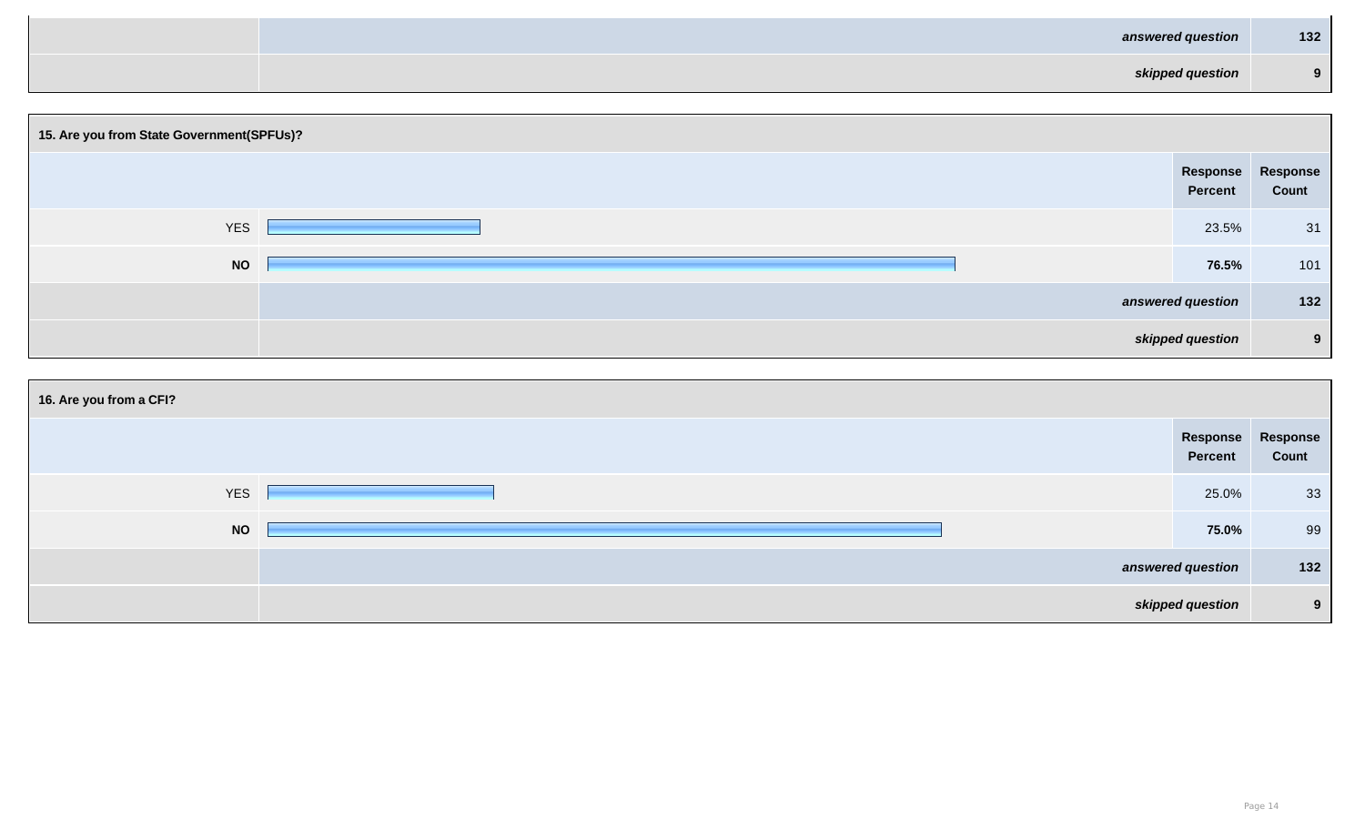| | |
|---|---|
| *answered question* | **132** |
| *skipped question* | **9** |

**15. Are you from State Government(SPFUs)?**

| | Response Percent | Response Count |
|---|---|---|
| YES | 23.5% | 31 |
| **NO** | **76.5%** | 101 |
| *answered question* | | **132** |
| *skipped question* | | **9** |

**16. Are you from a CFI?**

| | Response Percent | Response Count |
|---|---|---|
| YES | 25.0% | 33 |
| **NO** | **75.0%** | 99 |
| *answered question* | | **132** |
| *skipped question* | | **9** |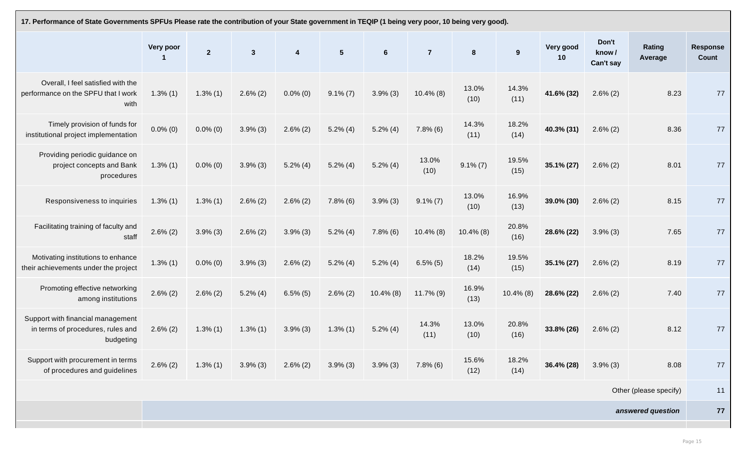**17. Performance of State Governments SPFUs Please rate the contribution of your State government in TEQIP (1 being very poor, 10 being very good).**

| | Very poor 1 | 2 | 3 | 4 | 5 | 6 | 7 | 8 | 9 | Very good 10 | Don't know / Can't say | Rating Average | Response Count |
|---|---|---|---|---|---|---|---|---|---|---|---|---|---|
| Overall, I feel satisfied with the performance on the SPFU that I work with | 1.3% (1) | 1.3% (1) | 2.6% (2) | 0.0% (0) | 9.1% (7) | 3.9% (3) | 10.4% (8) | 13.0% (10) | 14.3% (11) | **41.6% (32)** | 2.6% (2) | 8.23 | 77 |
| Timely provision of funds for institutional project implementation | 0.0% (0) | 0.0% (0) | 3.9% (3) | 2.6% (2) | 5.2% (4) | 5.2% (4) | 7.8% (6) | 14.3% (11) | 18.2% (14) | **40.3% (31)** | 2.6% (2) | 8.36 | 77 |
| Providing periodic guidance on project concepts and Bank procedures | 1.3% (1) | 0.0% (0) | 3.9% (3) | 5.2% (4) | 5.2% (4) | 5.2% (4) | 13.0% (10) | 9.1% (7) | 19.5% (15) | **35.1% (27)** | 2.6% (2) | 8.01 | 77 |
| Responsiveness to inquiries | 1.3% (1) | 1.3% (1) | 2.6% (2) | 2.6% (2) | 7.8% (6) | 3.9% (3) | 9.1% (7) | 13.0% (10) | 16.9% (13) | **39.0% (30)** | 2.6% (2) | 8.15 | 77 |
| Facilitating training of faculty and staff | 2.6% (2) | 3.9% (3) | 2.6% (2) | 3.9% (3) | 5.2% (4) | 7.8% (6) | 10.4% (8) | 10.4% (8) | 20.8% (16) | **28.6% (22)** | 3.9% (3) | 7.65 | 77 |
| Motivating institutions to enhance their achievements under the project | 1.3% (1) | 0.0% (0) | 3.9% (3) | 2.6% (2) | 5.2% (4) | 5.2% (4) | 6.5% (5) | 18.2% (14) | 19.5% (15) | **35.1% (27)** | 2.6% (2) | 8.19 | 77 |
| Promoting effective networking among institutions | 2.6% (2) | 2.6% (2) | 5.2% (4) | 6.5% (5) | 2.6% (2) | 10.4% (8) | 11.7% (9) | 16.9% (13) | 10.4% (8) | **28.6% (22)** | 2.6% (2) | 7.40 | 77 |
| Support with financial management in terms of procedures, rules and budgeting | 2.6% (2) | 1.3% (1) | 1.3% (1) | 3.9% (3) | 1.3% (1) | 5.2% (4) | 14.3% (11) | 13.0% (10) | 20.8% (16) | **33.8% (26)** | 2.6% (2) | 8.12 | 77 |
| Support with procurement in terms of procedures and guidelines | 2.6% (2) | 1.3% (1) | 3.9% (3) | 2.6% (2) | 3.9% (3) | 3.9% (3) | 7.8% (6) | 15.6% (12) | 18.2% (14) | **36.4% (28)** | 3.9% (3) | 8.08 | 77 |
| | | | | | | | | | | | | Other (please specify) | 11 |
| | | | | | | | | | | | | ***answered question*** | **77** |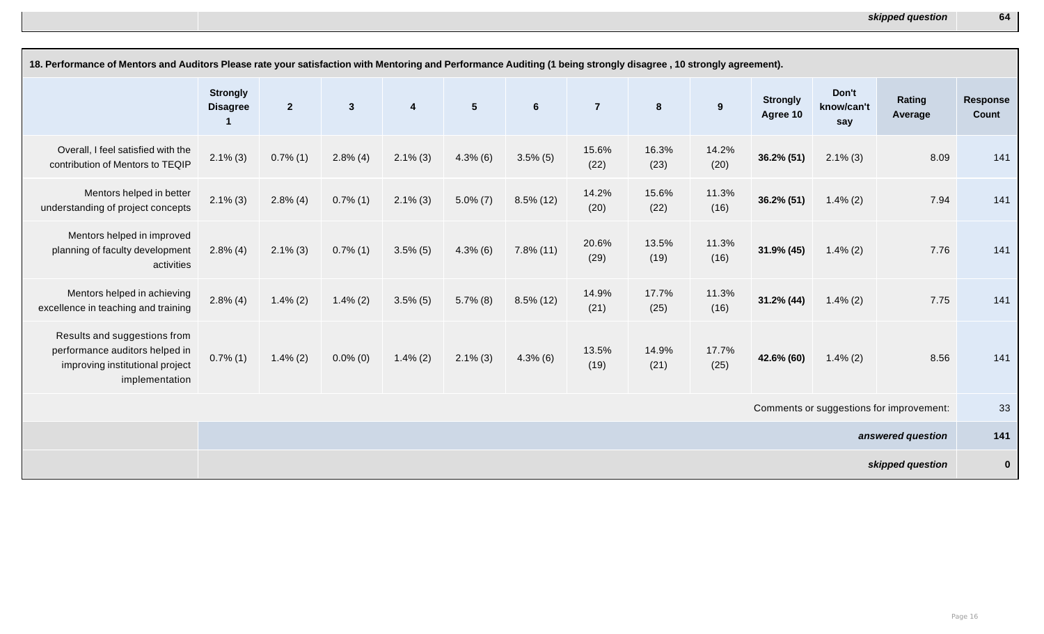| | skipped question | 64 |
|---|---|---|

**18. Performance of Mentors and Auditors Please rate your satisfaction with Mentoring and Performance Auditing (1 being strongly disagree , 10 strongly agreement).**

| | Strongly Disagree 1 | 2 | 3 | 4 | 5 | 6 | 7 | 8 | 9 | Strongly Agree 10 | Don't know/can't say | Rating Average | Response Count |
|---|---|---|---|---|---|---|---|---|---|---|---|---|---|
| Overall, I feel satisfied with the contribution of Mentors to TEQIP | 2.1% (3) | 0.7% (1) | 2.8% (4) | 2.1% (3) | 4.3% (6) | 3.5% (5) | 15.6% (22) | 16.3% (23) | 14.2% (20) | **36.2% (51)** | 2.1% (3) | 8.09 | 141 |
| Mentors helped in better understanding of project concepts | 2.1% (3) | 2.8% (4) | 0.7% (1) | 2.1% (3) | 5.0% (7) | 8.5% (12) | 14.2% (20) | 15.6% (22) | 11.3% (16) | **36.2% (51)** | 1.4% (2) | 7.94 | 141 |
| Mentors helped in improved planning of faculty development activities | 2.8% (4) | 2.1% (3) | 0.7% (1) | 3.5% (5) | 4.3% (6) | 7.8% (11) | 20.6% (29) | 13.5% (19) | 11.3% (16) | **31.9% (45)** | 1.4% (2) | 7.76 | 141 |
| Mentors helped in achieving excellence in teaching and training | 2.8% (4) | 1.4% (2) | 1.4% (2) | 3.5% (5) | 5.7% (8) | 8.5% (12) | 14.9% (21) | 17.7% (25) | 11.3% (16) | **31.2% (44)** | 1.4% (2) | 7.75 | 141 |
| Results and suggestions from performance auditors helped in improving institutional project implementation | 0.7% (1) | 1.4% (2) | 0.0% (0) | 1.4% (2) | 2.1% (3) | 4.3% (6) | 13.5% (19) | 14.9% (21) | 17.7% (25) | **42.6% (60)** | 1.4% (2) | 8.56 | 141 |

| | | |
|---|---|---|
| | Comments or suggestions for improvement: | 33 |
| | *answered question* | 141 |
| | *skipped question* | 0 |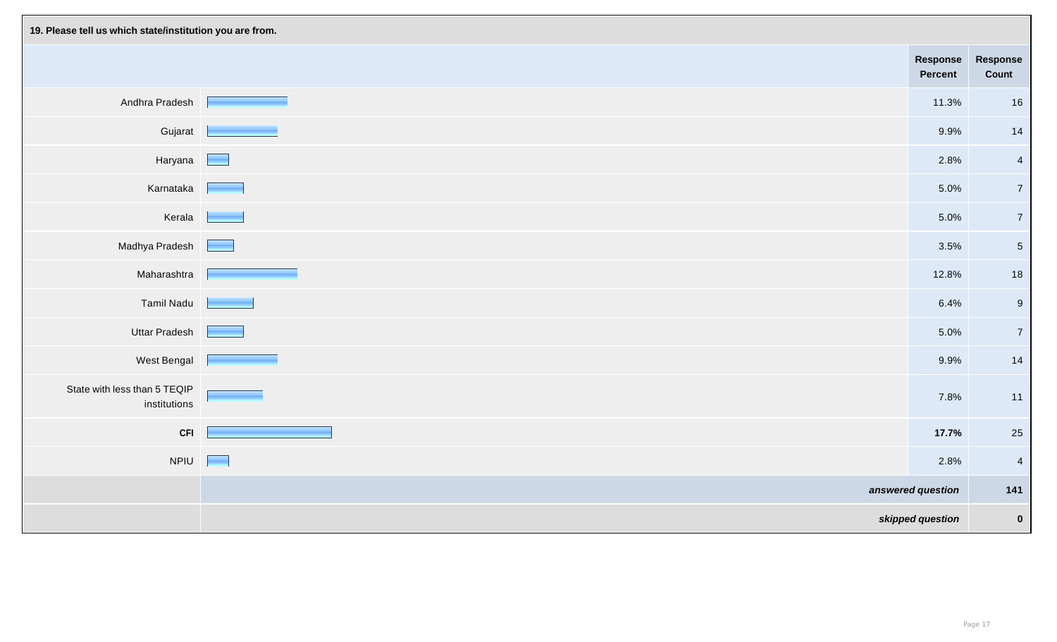**19. Please tell us which state/institution you are from.**

| | Response Percent | Response Count |
|---|---|---|
| Andhra Pradesh | 11.3% | 16 |
| Gujarat | 9.9% | 14 |
| Haryana | 2.8% | 4 |
| Karnataka | 5.0% | 7 |
| Kerala | 5.0% | 7 |
| Madhya Pradesh | 3.5% | 5 |
| Maharashtra | 12.8% | 18 |
| Tamil Nadu | 6.4% | 9 |
| Uttar Pradesh | 5.0% | 7 |
| West Bengal | 9.9% | 14 |
| State with less than 5 TEQIP institutions | 7.8% | 11 |
| **CFI** | **17.7%** | 25 |
| NPIU | 2.8% | 4 |
| | ***answered question*** | **141** |
| | ***skipped question*** | **0** |